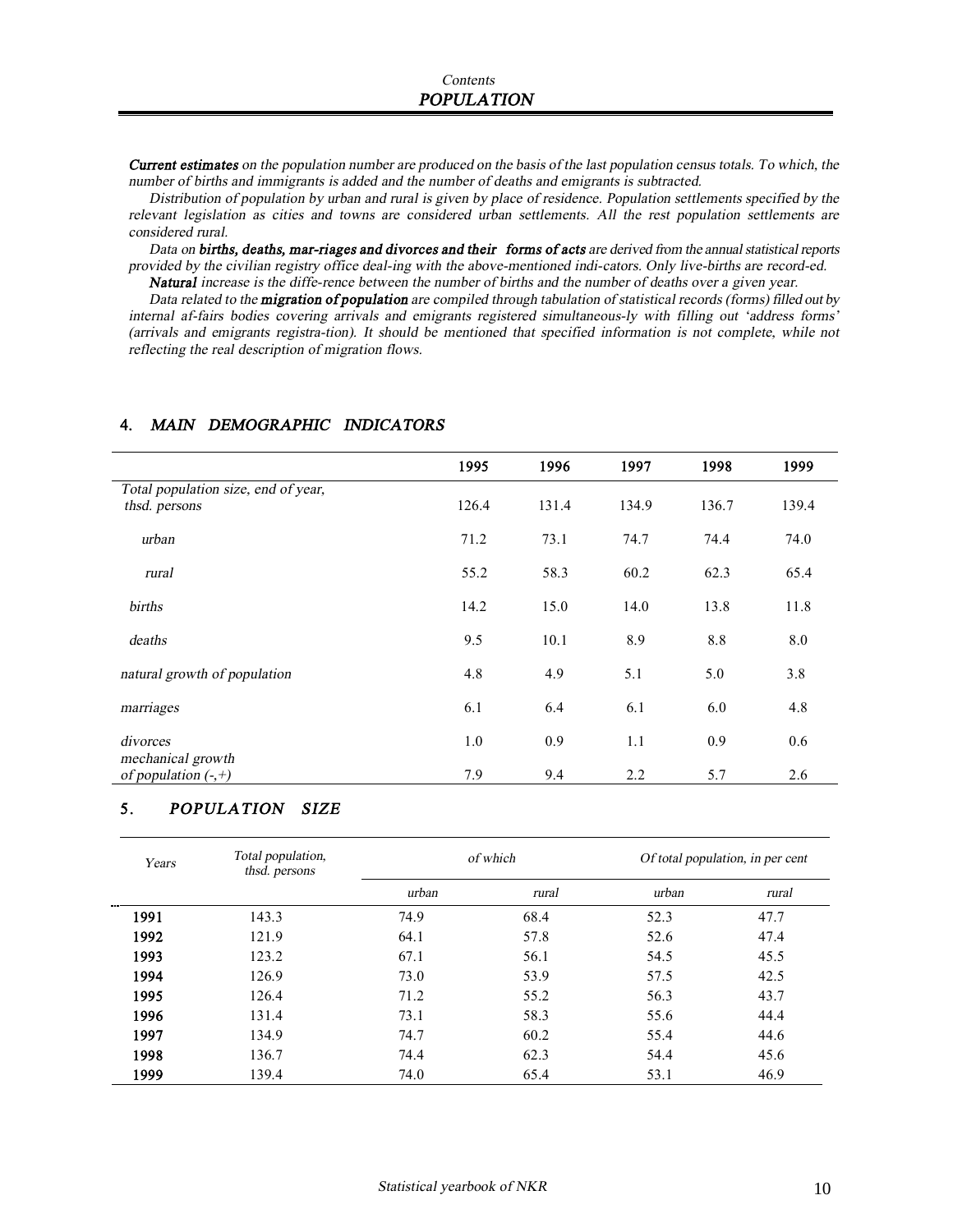*Contents*

# *POPULATION*

***Current estimates*** *on the population number are produced on the basis of the last population census totals. To which, the number of births and immigrants is added and the number of deaths and emigrants is subtracted.*

*Distribution of population by urban and rural is given by place of residence. Population settlements specified by the relevant legislation as cities and towns are considered urban settlements. All the rest population settlements are considered rural.*

*Data on* ***births, deaths, mar-riages and divorces and their forms of acts*** *are derived from the annual statistical reports provided by the civilian registry office deal-ing with the above-mentioned indi-cators. Only live-births are record-ed.*

***Natural*** *increase is the diffe-rence between the number of births and the number of deaths over a given year.*

*Data related to the* ***migration of population*** *are compiled through tabulation of statistical records (forms) filled out by internal af-fairs bodies covering arrivals and emigrants registered simultaneous-ly with filling out 'address forms' (arrivals and emigrants registra-tion). It should be mentioned that specified information is not complete, while not reflecting the real description of migration flows.*

## 4. *MAIN DEMOGRAPHIC INDICATORS*

| | 1995 | 1996 | 1997 | 1998 | 1999 |
|---|---|---|---|---|---|
| *Total population size, end of year, thsd. persons* | 126.4 | 131.4 | 134.9 | 136.7 | 139.4 |
| *urban* | 71.2 | 73.1 | 74.7 | 74.4 | 74.0 |
| *rural* | 55.2 | 58.3 | 60.2 | 62.3 | 65.4 |
| *births* | 14.2 | 15.0 | 14.0 | 13.8 | 11.8 |
| *deaths* | 9.5 | 10.1 | 8.9 | 8.8 | 8.0 |
| *natural growth of population* | 4.8 | 4.9 | 5.1 | 5.0 | 3.8 |
| *marriages* | 6.1 | 6.4 | 6.1 | 6.0 | 4.8 |
| *divorces* | 1.0 | 0.9 | 1.1 | 0.9 | 0.6 |
| *mechanical growth of population (-,+)* | 7.9 | 9.4 | 2.2 | 5.7 | 2.6 |

## 5. *POPULATION SIZE*

| *Years* | *Total population, thsd. persons* | *of which* | | *Of total population, in per cent* | |
|---|---|---|---|---|---|
| | | *urban* | *rural* | *urban* | *rural* |
| **1991** | 143.3 | 74.9 | 68.4 | 52.3 | 47.7 |
| **1992** | 121.9 | 64.1 | 57.8 | 52.6 | 47.4 |
| **1993** | 123.2 | 67.1 | 56.1 | 54.5 | 45.5 |
| **1994** | 126.9 | 73.0 | 53.9 | 57.5 | 42.5 |
| **1995** | 126.4 | 71.2 | 55.2 | 56.3 | 43.7 |
| **1996** | 131.4 | 73.1 | 58.3 | 55.6 | 44.4 |
| **1997** | 134.9 | 74.7 | 60.2 | 55.4 | 44.6 |
| **1998** | 136.7 | 74.4 | 62.3 | 54.4 | 45.6 |
| **1999** | 139.4 | 74.0 | 65.4 | 53.1 | 46.9 |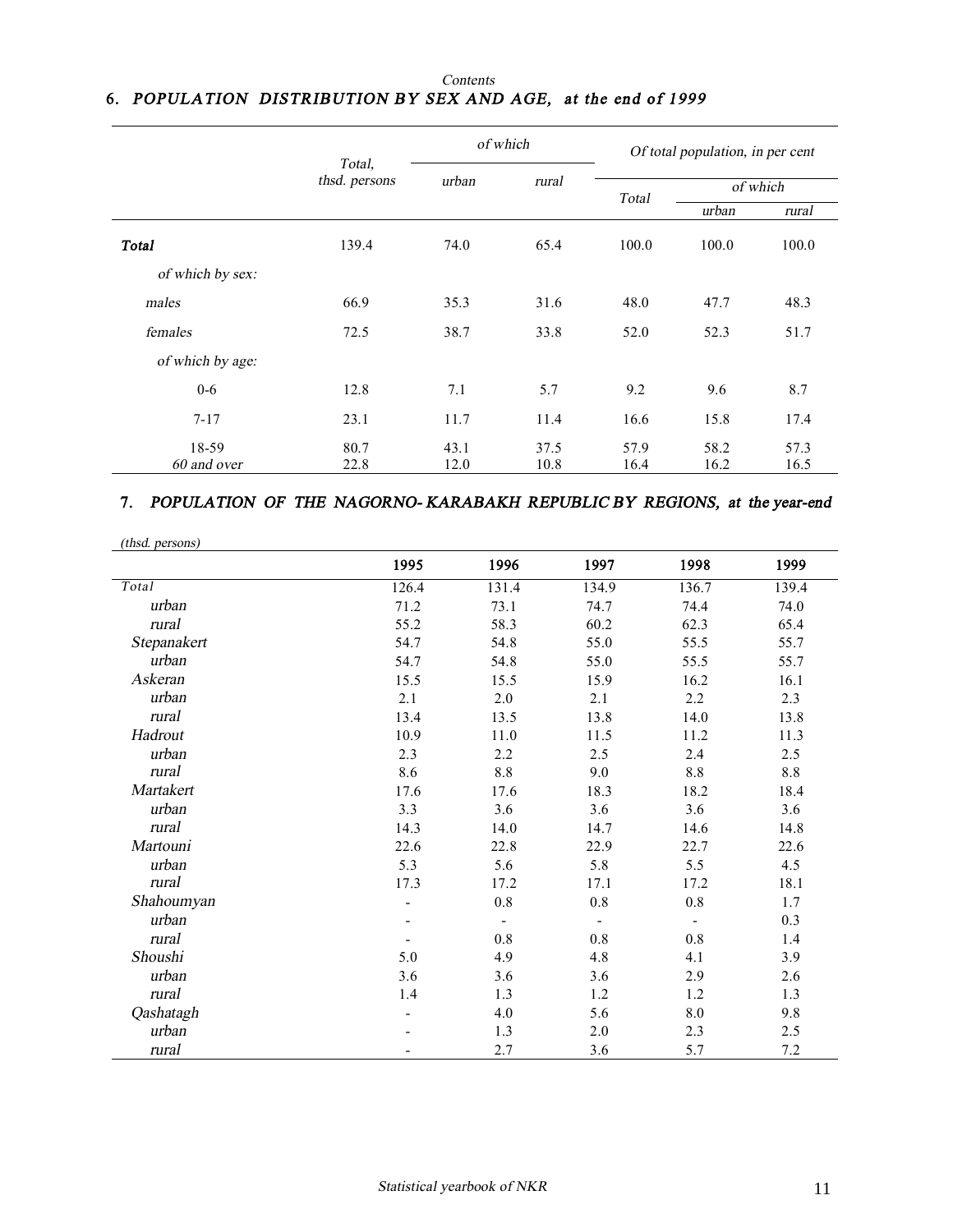*Contents*

## 6. *POPULATION DISTRIBUTION BY SEX AND AGE, at the end of 1999*

| | Total, thsd. persons | of which | | Of total population, in per cent | | |
|---|---|---|---|---|---|---|
| | | urban | rural | Total | of which | |
| | | | | | urban | rural |
| **Total** | 139.4 | 74.0 | 65.4 | 100.0 | 100.0 | 100.0 |
| *of which by sex:* | | | | | | |
| males | 66.9 | 35.3 | 31.6 | 48.0 | 47.7 | 48.3 |
| females | 72.5 | 38.7 | 33.8 | 52.0 | 52.3 | 51.7 |
| *of which by age:* | | | | | | |
| 0-6 | 12.8 | 7.1 | 5.7 | 9.2 | 9.6 | 8.7 |
| 7-17 | 23.1 | 11.7 | 11.4 | 16.6 | 15.8 | 17.4 |
| 18-59 | 80.7 | 43.1 | 37.5 | 57.9 | 58.2 | 57.3 |
| 60 and over | 22.8 | 12.0 | 10.8 | 16.4 | 16.2 | 16.5 |

## 7. *POPULATION OF THE NAGORNO- KARABAKH REPUBLIC BY REGIONS, at the year-end*

*(thsd. persons)*

| | 1995 | 1996 | 1997 | 1998 | 1999 |
|---|---|---|---|---|---|
| Total | 126.4 | 131.4 | 134.9 | 136.7 | 139.4 |
| urban | 71.2 | 73.1 | 74.7 | 74.4 | 74.0 |
| rural | 55.2 | 58.3 | 60.2 | 62.3 | 65.4 |
| Stepanakert | 54.7 | 54.8 | 55.0 | 55.5 | 55.7 |
| urban | 54.7 | 54.8 | 55.0 | 55.5 | 55.7 |
| Askeran | 15.5 | 15.5 | 15.9 | 16.2 | 16.1 |
| urban | 2.1 | 2.0 | 2.1 | 2.2 | 2.3 |
| rural | 13.4 | 13.5 | 13.8 | 14.0 | 13.8 |
| Hadrout | 10.9 | 11.0 | 11.5 | 11.2 | 11.3 |
| urban | 2.3 | 2.2 | 2.5 | 2.4 | 2.5 |
| rural | 8.6 | 8.8 | 9.0 | 8.8 | 8.8 |
| Martakert | 17.6 | 17.6 | 18.3 | 18.2 | 18.4 |
| urban | 3.3 | 3.6 | 3.6 | 3.6 | 3.6 |
| rural | 14.3 | 14.0 | 14.7 | 14.6 | 14.8 |
| Martouni | 22.6 | 22.8 | 22.9 | 22.7 | 22.6 |
| urban | 5.3 | 5.6 | 5.8 | 5.5 | 4.5 |
| rural | 17.3 | 17.2 | 17.1 | 17.2 | 18.1 |
| Shahoumyan | - | 0.8 | 0.8 | 0.8 | 1.7 |
| urban | - | - | - | - | 0.3 |
| rural | - | 0.8 | 0.8 | 0.8 | 1.4 |
| Shoushi | 5.0 | 4.9 | 4.8 | 4.1 | 3.9 |
| urban | 3.6 | 3.6 | 3.6 | 2.9 | 2.6 |
| rural | 1.4 | 1.3 | 1.2 | 1.2 | 1.3 |
| Qashatagh | - | 4.0 | 5.6 | 8.0 | 9.8 |
| urban | - | 1.3 | 2.0 | 2.3 | 2.5 |
| rural | - | 2.7 | 3.6 | 5.7 | 7.2 |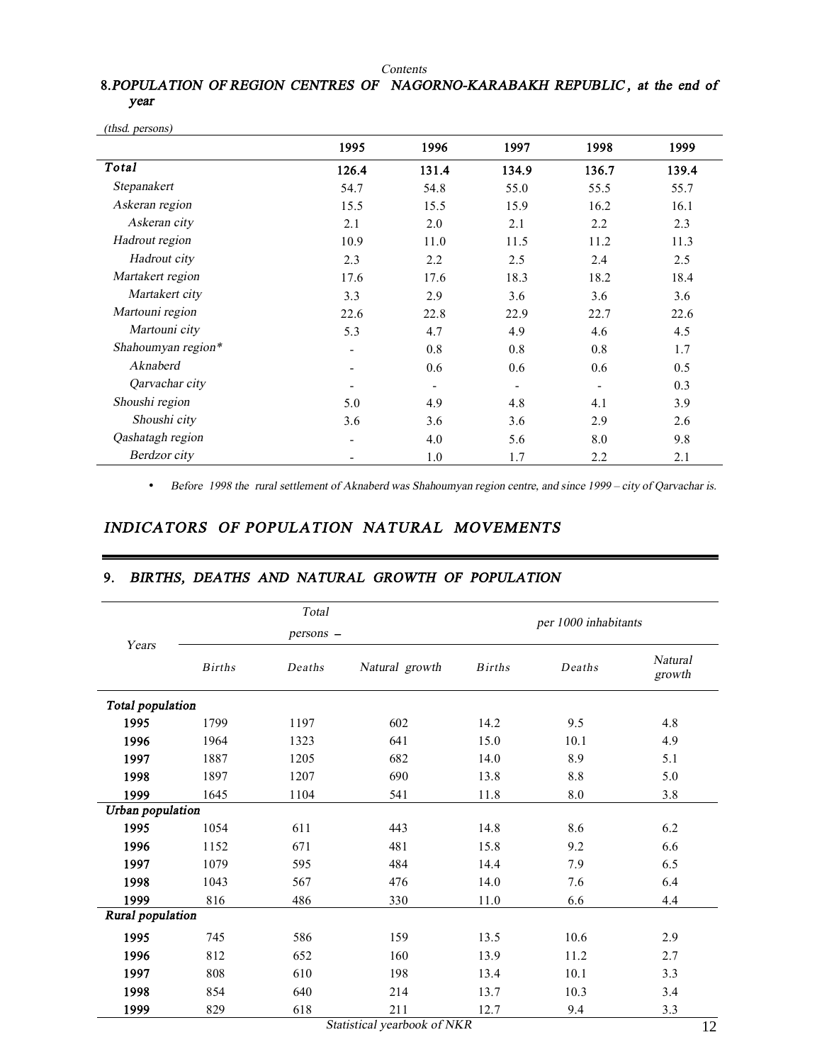*Contents*

### 8. *POPULATION OF REGION CENTRES OF NAGORNO-KARABAKH REPUBLIC, at the end of year*

*(thsd. persons)*

| | 1995 | 1996 | 1997 | 1998 | 1999 |
|---|---|---|---|---|---|
| ***Total*** | **126.4** | **131.4** | **134.9** | **136.7** | **139.4** |
| *Stepanakert* | 54.7 | 54.8 | 55.0 | 55.5 | 55.7 |
| *Askeran region* | 15.5 | 15.5 | 15.9 | 16.2 | 16.1 |
| *Askeran city* | 2.1 | 2.0 | 2.1 | 2.2 | 2.3 |
| *Hadrout region* | 10.9 | 11.0 | 11.5 | 11.2 | 11.3 |
| *Hadrout city* | 2.3 | 2.2 | 2.5 | 2.4 | 2.5 |
| *Martakert region* | 17.6 | 17.6 | 18.3 | 18.2 | 18.4 |
| *Martakert city* | 3.3 | 2.9 | 3.6 | 3.6 | 3.6 |
| *Martouni region* | 22.6 | 22.8 | 22.9 | 22.7 | 22.6 |
| *Martouni city* | 5.3 | 4.7 | 4.9 | 4.6 | 4.5 |
| *Shahoumyan region** | - | 0.8 | 0.8 | 0.8 | 1.7 |
| *Aknaberd* | - | 0.6 | 0.6 | 0.6 | 0.5 |
| *Qarvachar city* | - | - | - | - | 0.3 |
| *Shoushi region* | 5.0 | 4.9 | 4.8 | 4.1 | 3.9 |
| *Shoushi city* | 3.6 | 3.6 | 3.6 | 2.9 | 2.6 |
| *Qashatagh region* | - | 4.0 | 5.6 | 8.0 | 9.8 |
| *Berdzor city* | - | 1.0 | 1.7 | 2.2 | 2.1 |

- *Before 1998 the rural settlement of Aknaberd was Shahoumyan region centre, and since 1999 – city of Qarvachar is.*

## *INDICATORS OF POPULATION NATURAL MOVEMENTS*

### 9. *BIRTHS, DEATHS AND NATURAL GROWTH OF POPULATION*

| *Years* | *Total persons –* | | | *per 1000 inhabitants* | | |
|---|---|---|---|---|---|---|
| | *Births* | *Deaths* | *Natural growth* | *Births* | *Deaths* | *Natural growth* |
| ***Total population*** | | | | | | |
| **1995** | 1799 | 1197 | 602 | 14.2 | 9.5 | 4.8 |
| **1996** | 1964 | 1323 | 641 | 15.0 | 10.1 | 4.9 |
| **1997** | 1887 | 1205 | 682 | 14.0 | 8.9 | 5.1 |
| **1998** | 1897 | 1207 | 690 | 13.8 | 8.8 | 5.0 |
| **1999** | 1645 | 1104 | 541 | 11.8 | 8.0 | 3.8 |
| ***Urban population*** | | | | | | |
| **1995** | 1054 | 611 | 443 | 14.8 | 8.6 | 6.2 |
| **1996** | 1152 | 671 | 481 | 15.8 | 9.2 | 6.6 |
| **1997** | 1079 | 595 | 484 | 14.4 | 7.9 | 6.5 |
| **1998** | 1043 | 567 | 476 | 14.0 | 7.6 | 6.4 |
| **1999** | 816 | 486 | 330 | 11.0 | 6.6 | 4.4 |
| ***Rural population*** | | | | | | |
| **1995** | 745 | 586 | 159 | 13.5 | 10.6 | 2.9 |
| **1996** | 812 | 652 | 160 | 13.9 | 11.2 | 2.7 |
| **1997** | 808 | 610 | 198 | 13.4 | 10.1 | 3.3 |
| **1998** | 854 | 640 | 214 | 13.7 | 10.3 | 3.4 |
| **1999** | 829 | 618 | 211 | 12.7 | 9.4 | 3.3 |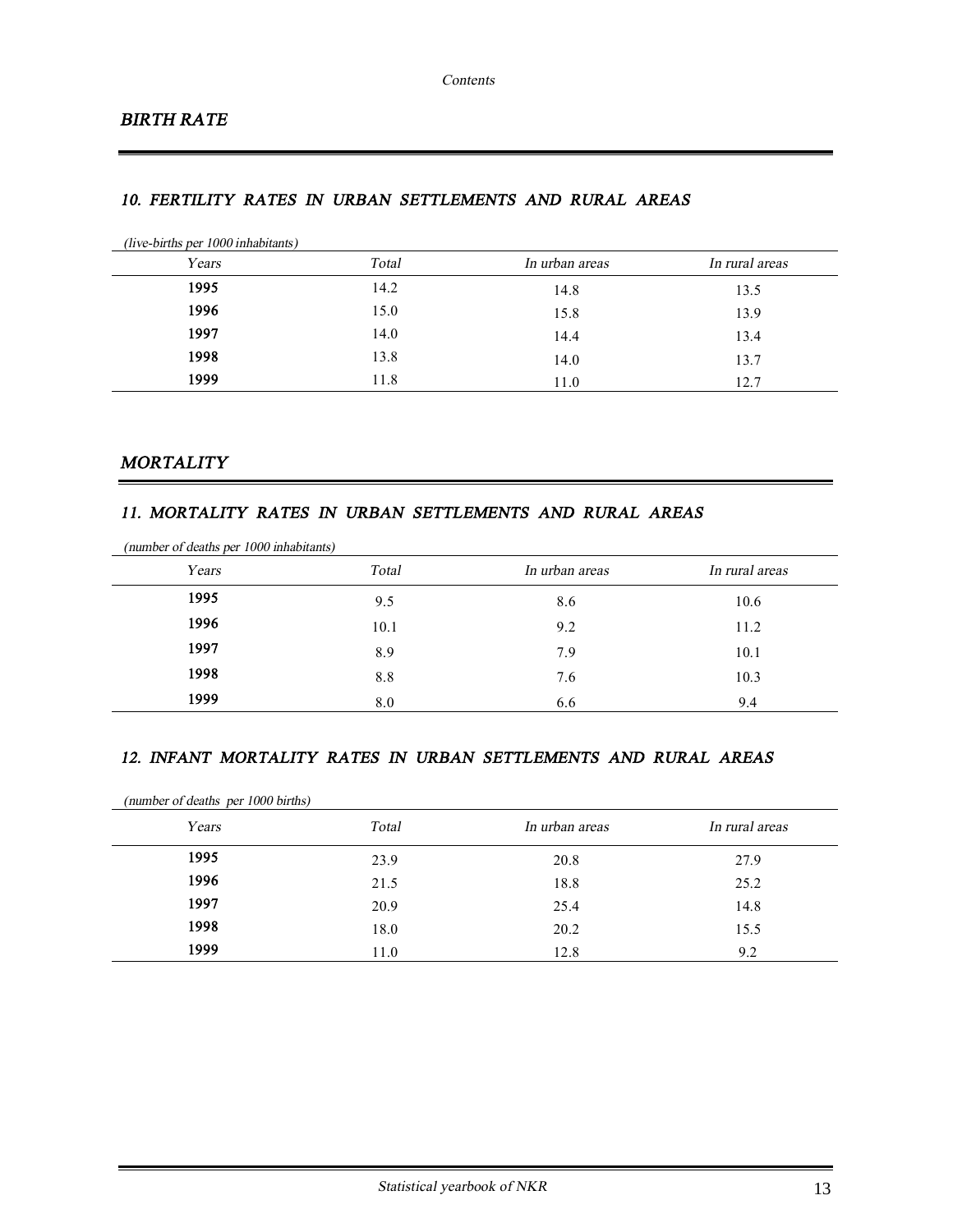*Contents*

## *BIRTH RATE*

### *10. FERTILITY RATES IN URBAN SETTLEMENTS AND RURAL AREAS*

*(live-births per 1000 inhabitants)*

| *Years* | *Total* | *In urban areas* | *In rural areas* |
|---|---|---|---|
| **1995** | 14.2 | 14.8 | 13.5 |
| **1996** | 15.0 | 15.8 | 13.9 |
| **1997** | 14.0 | 14.4 | 13.4 |
| **1998** | 13.8 | 14.0 | 13.7 |
| **1999** | 11.8 | 11.0 | 12.7 |

## *MORTALITY*

### *11. MORTALITY RATES IN URBAN SETTLEMENTS AND RURAL AREAS*

*(number of deaths per 1000 inhabitants)*

| *Years* | *Total* | *In urban areas* | *In rural areas* |
|---|---|---|---|
| **1995** | 9.5 | 8.6 | 10.6 |
| **1996** | 10.1 | 9.2 | 11.2 |
| **1997** | 8.9 | 7.9 | 10.1 |
| **1998** | 8.8 | 7.6 | 10.3 |
| **1999** | 8.0 | 6.6 | 9.4 |

### *12. INFANT MORTALITY RATES IN URBAN SETTLEMENTS AND RURAL AREAS*

*(number of deaths per 1000 births)*

| *Years* | *Total* | *In urban areas* | *In rural areas* |
|---|---|---|---|
| **1995** | 23.9 | 20.8 | 27.9 |
| **1996** | 21.5 | 18.8 | 25.2 |
| **1997** | 20.9 | 25.4 | 14.8 |
| **1998** | 18.0 | 20.2 | 15.5 |
| **1999** | 11.0 | 12.8 | 9.2 |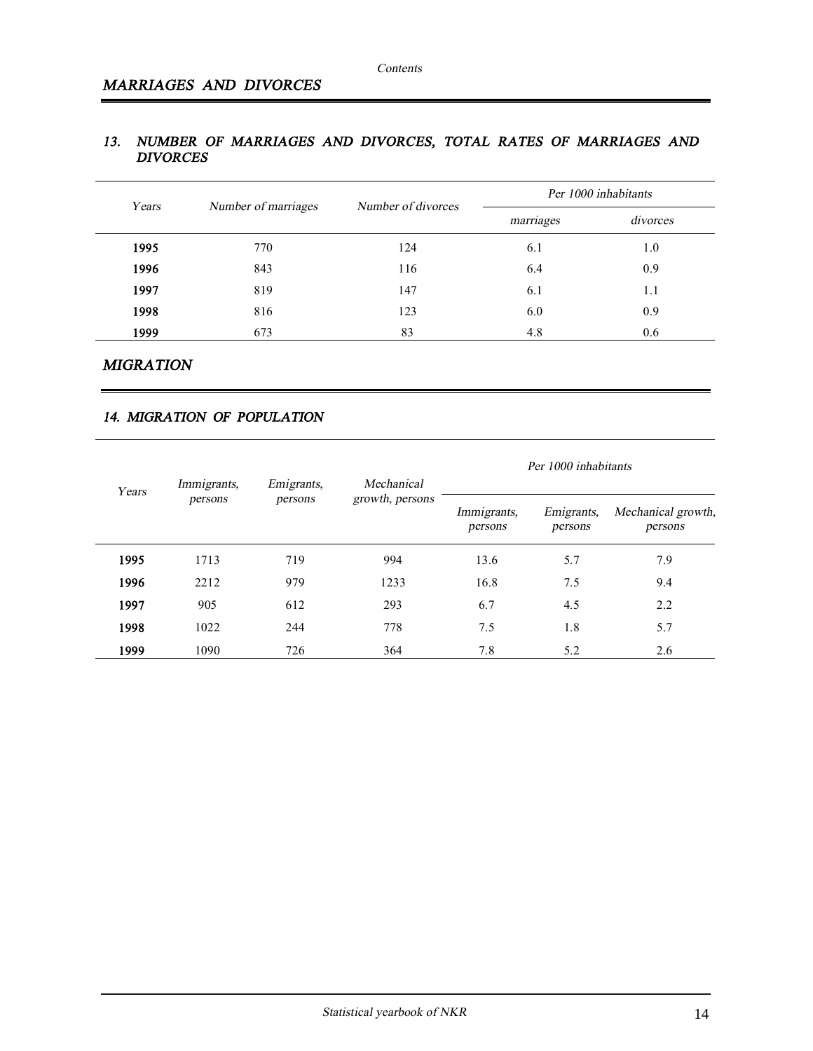## MARRIAGES AND DIVORCES

### 13. NUMBER OF MARRIAGES AND DIVORCES, TOTAL RATES OF MARRIAGES AND DIVORCES

| Years | Number of marriages | Number of divorces | Per 1000 inhabitants | |
|---|---|---|---|---|
| | | | marriages | divorces |
| **1995** | 770 | 124 | 6.1 | 1.0 |
| **1996** | 843 | 116 | 6.4 | 0.9 |
| **1997** | 819 | 147 | 6.1 | 1.1 |
| **1998** | 816 | 123 | 6.0 | 0.9 |
| **1999** | 673 | 83 | 4.8 | 0.6 |

## MIGRATION

### 14. MIGRATION OF POPULATION

| Years | Immigrants, persons | Emigrants, persons | Mechanical growth, persons | Per 1000 inhabitants | | |
|---|---|---|---|---|---|---|
| | | | | Immigrants, persons | Emigrants, persons | Mechanical growth, persons |
| **1995** | 1713 | 719 | 994 | 13.6 | 5.7 | 7.9 |
| **1996** | 2212 | 979 | 1233 | 16.8 | 7.5 | 9.4 |
| **1997** | 905 | 612 | 293 | 6.7 | 4.5 | 2.2 |
| **1998** | 1022 | 244 | 778 | 7.5 | 1.8 | 5.7 |
| **1999** | 1090 | 726 | 364 | 7.8 | 5.2 | 2.6 |